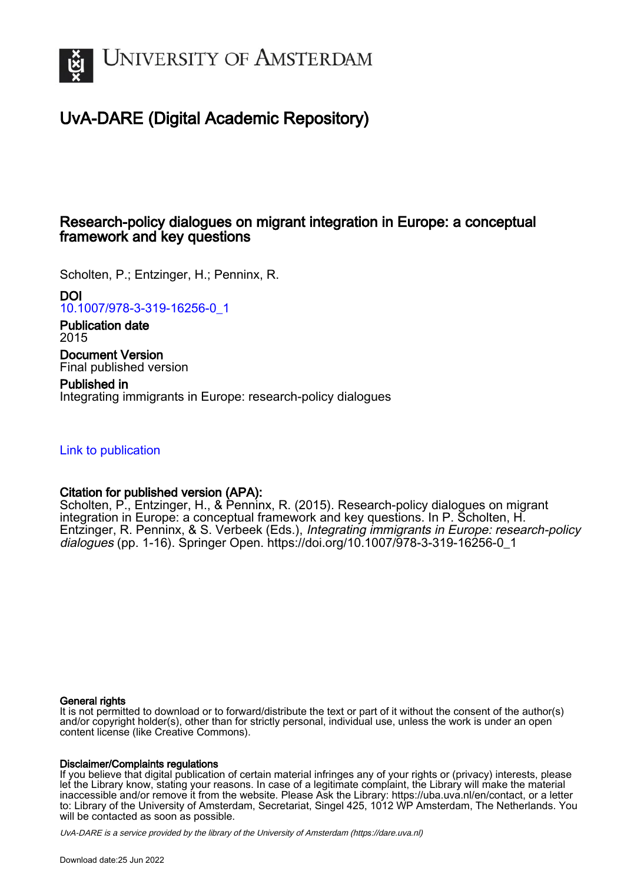# University of Amsterdam

## UvA-DARE (Digital Academic Repository)

### Research-policy dialogues on migrant integration in Europe: a conceptual framework and key questions

Scholten, P.; Entzinger, H.; Penninx, R.

**DOI**
10.1007/978-3-319-16256-0_1

**Publication date**
2015

**Document Version**
Final published version

**Published in**
Integrating immigrants in Europe: research-policy dialogues

Link to publication

**Citation for published version (APA):**
Scholten, P., Entzinger, H., & Penninx, R. (2015). Research-policy dialogues on migrant integration in Europe: a conceptual framework and key questions. In P. Scholten, H. Entzinger, R. Penninx, & S. Verbeek (Eds.), *Integrating immigrants in Europe: research-policy dialogues* (pp. 1-16). Springer Open. https://doi.org/10.1007/978-3-319-16256-0_1

**General rights**
It is not permitted to download or to forward/distribute the text or part of it without the consent of the author(s) and/or copyright holder(s), other than for strictly personal, individual use, unless the work is under an open content license (like Creative Commons).

**Disclaimer/Complaints regulations**
If you believe that digital publication of certain material infringes any of your rights or (privacy) interests, please let the Library know, stating your reasons. In case of a legitimate complaint, the Library will make the material inaccessible and/or remove it from the website. Please Ask the Library: https://uba.uva.nl/en/contact, or a letter to: Library of the University of Amsterdam, Secretariat, Singel 425, 1012 WP Amsterdam, The Netherlands. You will be contacted as soon as possible.

*UvA-DARE is a service provided by the library of the University of Amsterdam (https://dare.uva.nl)*

Download date:25 Jun 2022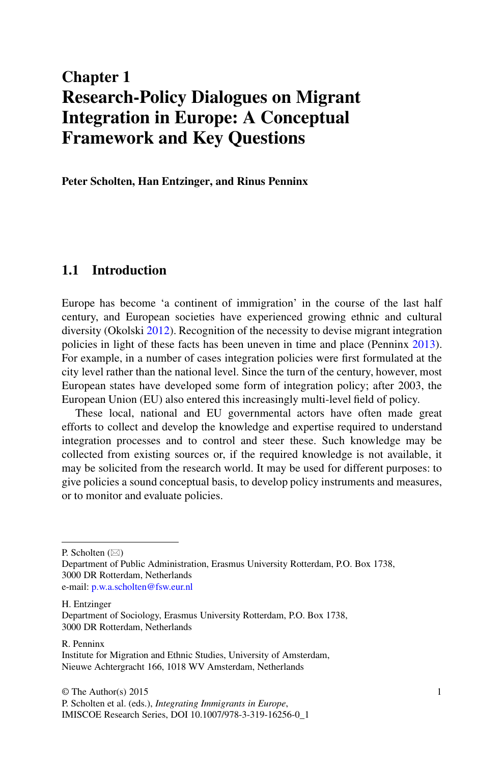# Chapter 1
# Research-Policy Dialogues on Migrant Integration in Europe: A Conceptual Framework and Key Questions

**Peter Scholten, Han Entzinger, and Rinus Penninx**

## 1.1 Introduction

Europe has become 'a continent of immigration' in the course of the last half century, and European societies have experienced growing ethnic and cultural diversity (Okolski 2012). Recognition of the necessity to devise migrant integration policies in light of these facts has been uneven in time and place (Penninx 2013). For example, in a number of cases integration policies were first formulated at the city level rather than the national level. Since the turn of the century, however, most European states have developed some form of integration policy; after 2003, the European Union (EU) also entered this increasingly multi-level field of policy.

These local, national and EU governmental actors have often made great efforts to collect and develop the knowledge and expertise required to understand integration processes and to control and steer these. Such knowledge may be collected from existing sources or, if the required knowledge is not available, it may be solicited from the research world. It may be used for different purposes: to give policies a sound conceptual basis, to develop policy instruments and measures, or to monitor and evaluate policies.

---

P. Scholten (✉)
Department of Public Administration, Erasmus University Rotterdam, P.O. Box 1738, 3000 DR Rotterdam, Netherlands
e-mail: p.w.a.scholten@fsw.eur.nl

H. Entzinger
Department of Sociology, Erasmus University Rotterdam, P.O. Box 1738, 3000 DR Rotterdam, Netherlands

R. Penninx
Institute for Migration and Ethnic Studies, University of Amsterdam, Nieuwe Achtergracht 166, 1018 WV Amsterdam, Netherlands

© The Author(s) 2015
P. Scholten et al. (eds.), *Integrating Immigrants in Europe*, IMISCOE Research Series, DOI 10.1007/978-3-319-16256-0_1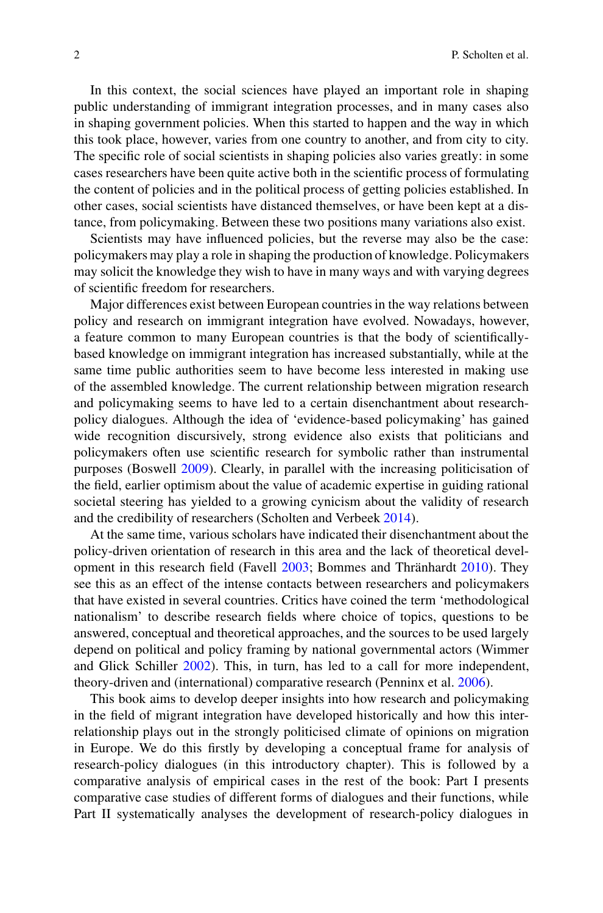In this context, the social sciences have played an important role in shaping public understanding of immigrant integration processes, and in many cases also in shaping government policies. When this started to happen and the way in which this took place, however, varies from one country to another, and from city to city. The specific role of social scientists in shaping policies also varies greatly: in some cases researchers have been quite active both in the scientific process of formulating the content of policies and in the political process of getting policies established. In other cases, social scientists have distanced themselves, or have been kept at a distance, from policymaking. Between these two positions many variations also exist.

Scientists may have influenced policies, but the reverse may also be the case: policymakers may play a role in shaping the production of knowledge. Policymakers may solicit the knowledge they wish to have in many ways and with varying degrees of scientific freedom for researchers.

Major differences exist between European countries in the way relations between policy and research on immigrant integration have evolved. Nowadays, however, a feature common to many European countries is that the body of scientifically-based knowledge on immigrant integration has increased substantially, while at the same time public authorities seem to have become less interested in making use of the assembled knowledge. The current relationship between migration research and policymaking seems to have led to a certain disenchantment about research-policy dialogues. Although the idea of 'evidence-based policymaking' has gained wide recognition discursively, strong evidence also exists that politicians and policymakers often use scientific research for symbolic rather than instrumental purposes (Boswell 2009). Clearly, in parallel with the increasing politicisation of the field, earlier optimism about the value of academic expertise in guiding rational societal steering has yielded to a growing cynicism about the validity of research and the credibility of researchers (Scholten and Verbeek 2014).

At the same time, various scholars have indicated their disenchantment about the policy-driven orientation of research in this area and the lack of theoretical development in this research field (Favell 2003; Bommes and Thränhardt 2010). They see this as an effect of the intense contacts between researchers and policymakers that have existed in several countries. Critics have coined the term 'methodological nationalism' to describe research fields where choice of topics, questions to be answered, conceptual and theoretical approaches, and the sources to be used largely depend on political and policy framing by national governmental actors (Wimmer and Glick Schiller 2002). This, in turn, has led to a call for more independent, theory-driven and (international) comparative research (Penninx et al. 2006).

This book aims to develop deeper insights into how research and policymaking in the field of migrant integration have developed historically and how this interrelationship plays out in the strongly politicised climate of opinions on migration in Europe. We do this firstly by developing a conceptual frame for analysis of research-policy dialogues (in this introductory chapter). This is followed by a comparative analysis of empirical cases in the rest of the book: Part I presents comparative case studies of different forms of dialogues and their functions, while Part II systematically analyses the development of research-policy dialogues in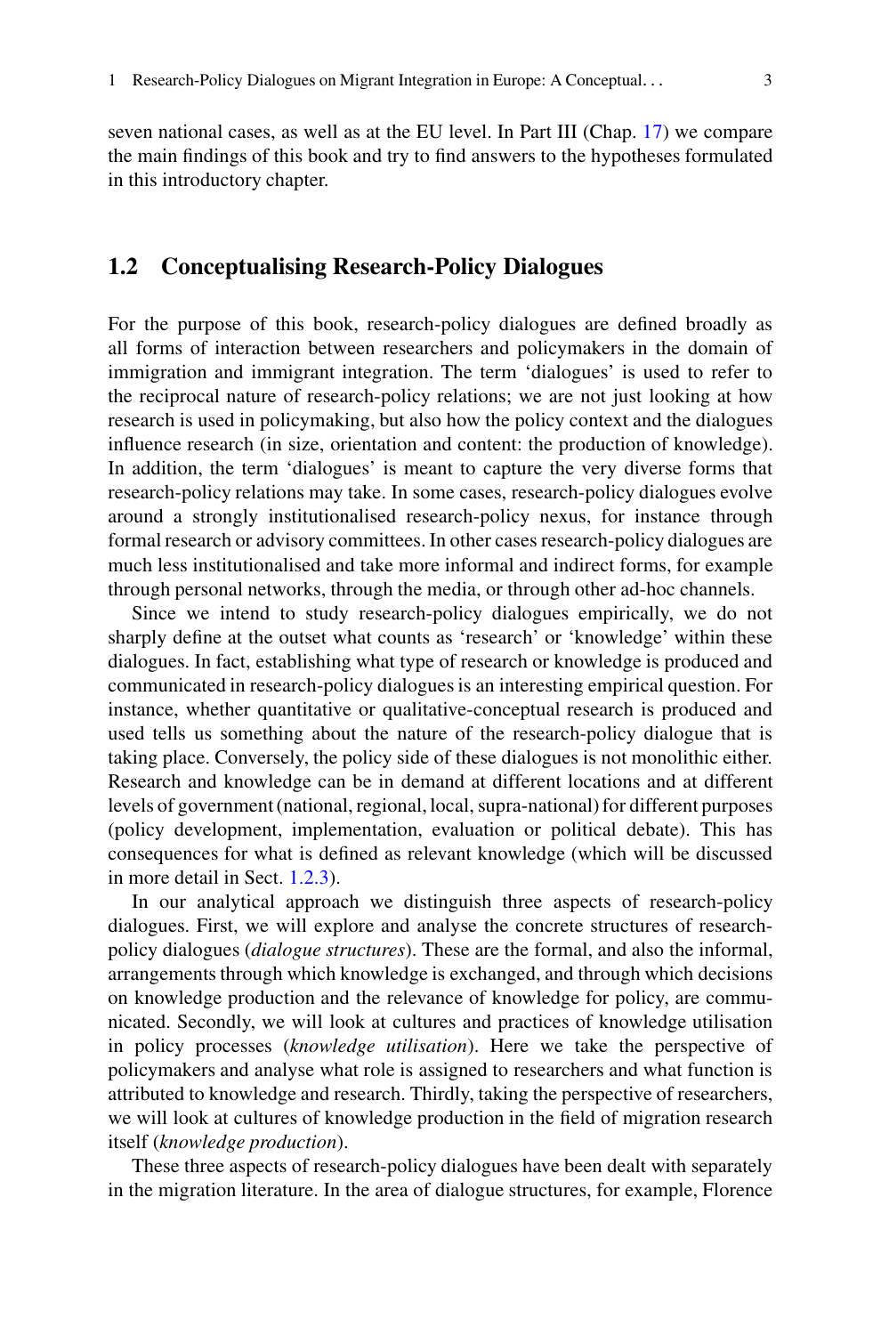seven national cases, as well as at the EU level. In Part III (Chap. 17) we compare the main findings of this book and try to find answers to the hypotheses formulated in this introductory chapter.

## 1.2 Conceptualising Research-Policy Dialogues

For the purpose of this book, research-policy dialogues are defined broadly as all forms of interaction between researchers and policymakers in the domain of immigration and immigrant integration. The term 'dialogues' is used to refer to the reciprocal nature of research-policy relations; we are not just looking at how research is used in policymaking, but also how the policy context and the dialogues influence research (in size, orientation and content: the production of knowledge). In addition, the term 'dialogues' is meant to capture the very diverse forms that research-policy relations may take. In some cases, research-policy dialogues evolve around a strongly institutionalised research-policy nexus, for instance through formal research or advisory committees. In other cases research-policy dialogues are much less institutionalised and take more informal and indirect forms, for example through personal networks, through the media, or through other ad-hoc channels.

Since we intend to study research-policy dialogues empirically, we do not sharply define at the outset what counts as 'research' or 'knowledge' within these dialogues. In fact, establishing what type of research or knowledge is produced and communicated in research-policy dialogues is an interesting empirical question. For instance, whether quantitative or qualitative-conceptual research is produced and used tells us something about the nature of the research-policy dialogue that is taking place. Conversely, the policy side of these dialogues is not monolithic either. Research and knowledge can be in demand at different locations and at different levels of government (national, regional, local, supra-national) for different purposes (policy development, implementation, evaluation or political debate). This has consequences for what is defined as relevant knowledge (which will be discussed in more detail in Sect. 1.2.3).

In our analytical approach we distinguish three aspects of research-policy dialogues. First, we will explore and analyse the concrete structures of research-policy dialogues (*dialogue structures*). These are the formal, and also the informal, arrangements through which knowledge is exchanged, and through which decisions on knowledge production and the relevance of knowledge for policy, are communicated. Secondly, we will look at cultures and practices of knowledge utilisation in policy processes (*knowledge utilisation*). Here we take the perspective of policymakers and analyse what role is assigned to researchers and what function is attributed to knowledge and research. Thirdly, taking the perspective of researchers, we will look at cultures of knowledge production in the field of migration research itself (*knowledge production*).

These three aspects of research-policy dialogues have been dealt with separately in the migration literature. In the area of dialogue structures, for example, Florence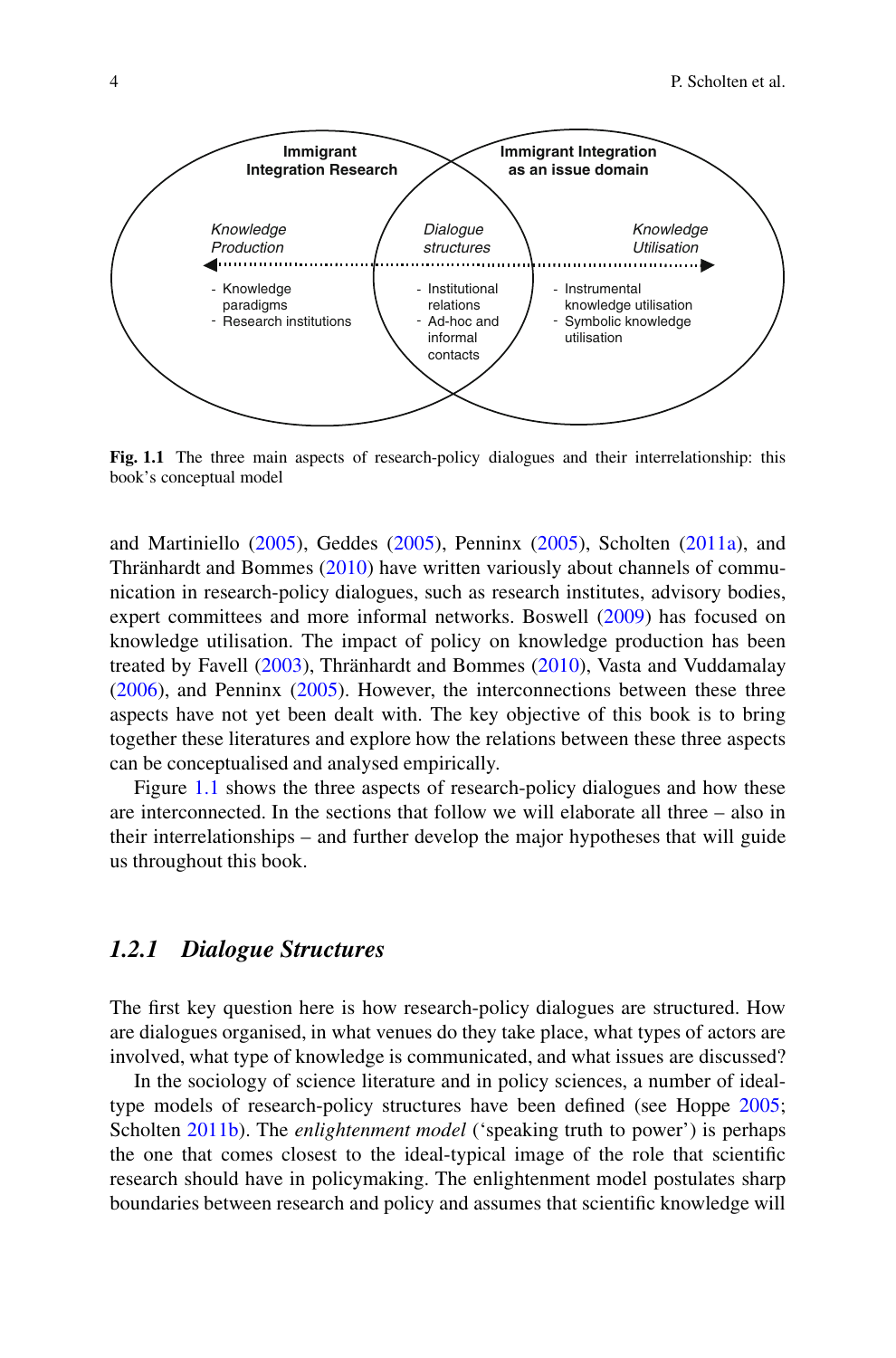Immigrant Integration Research

Immigrant Integration as an issue domain

*Knowledge Production*

- Knowledge paradigms
- Research institutions

*Dialogue structures*

- Institutional relations
- Ad-hoc and informal contacts

*Knowledge Utilisation*

- Instrumental knowledge utilisation
- Symbolic knowledge utilisation

**Fig. 1.1** The three main aspects of research-policy dialogues and their interrelationship: this book's conceptual model

and Martiniello (2005), Geddes (2005), Penninx (2005), Scholten (2011a), and Thränhardt and Bommes (2010) have written variously about channels of communication in research-policy dialogues, such as research institutes, advisory bodies, expert committees and more informal networks. Boswell (2009) has focused on knowledge utilisation. The impact of policy on knowledge production has been treated by Favell (2003), Thränhardt and Bommes (2010), Vasta and Vuddamalay (2006), and Penninx (2005). However, the interconnections between these three aspects have not yet been dealt with. The key objective of this book is to bring together these literatures and explore how the relations between these three aspects can be conceptualised and analysed empirically.

Figure 1.1 shows the three aspects of research-policy dialogues and how these are interconnected. In the sections that follow we will elaborate all three – also in their interrelationships – and further develop the major hypotheses that will guide us throughout this book.

### *1.2.1 Dialogue Structures*

The first key question here is how research-policy dialogues are structured. How are dialogues organised, in what venues do they take place, what types of actors are involved, what type of knowledge is communicated, and what issues are discussed?

In the sociology of science literature and in policy sciences, a number of ideal-type models of research-policy structures have been defined (see Hoppe 2005; Scholten 2011b). The *enlightenment model* ('speaking truth to power') is perhaps the one that comes closest to the ideal-typical image of the role that scientific research should have in policymaking. The enlightenment model postulates sharp boundaries between research and policy and assumes that scientific knowledge will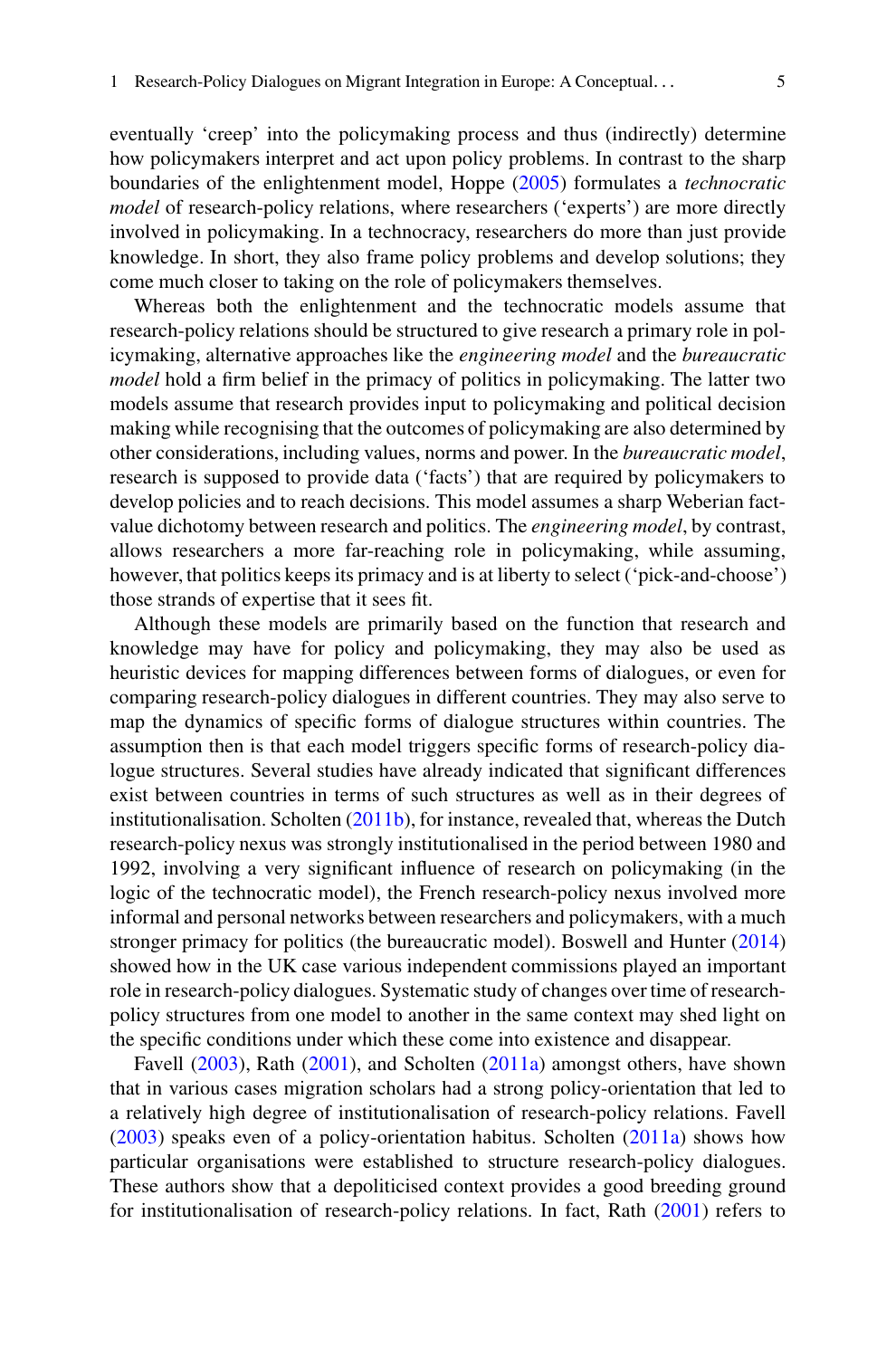eventually 'creep' into the policymaking process and thus (indirectly) determine how policymakers interpret and act upon policy problems. In contrast to the sharp boundaries of the enlightenment model, Hoppe (2005) formulates a *technocratic model* of research-policy relations, where researchers ('experts') are more directly involved in policymaking. In a technocracy, researchers do more than just provide knowledge. In short, they also frame policy problems and develop solutions; they come much closer to taking on the role of policymakers themselves.

Whereas both the enlightenment and the technocratic models assume that research-policy relations should be structured to give research a primary role in policymaking, alternative approaches like the *engineering model* and the *bureaucratic model* hold a firm belief in the primacy of politics in policymaking. The latter two models assume that research provides input to policymaking and political decision making while recognising that the outcomes of policymaking are also determined by other considerations, including values, norms and power. In the *bureaucratic model*, research is supposed to provide data ('facts') that are required by policymakers to develop policies and to reach decisions. This model assumes a sharp Weberian fact-value dichotomy between research and politics. The *engineering model*, by contrast, allows researchers a more far-reaching role in policymaking, while assuming, however, that politics keeps its primacy and is at liberty to select ('pick-and-choose') those strands of expertise that it sees fit.

Although these models are primarily based on the function that research and knowledge may have for policy and policymaking, they may also be used as heuristic devices for mapping differences between forms of dialogues, or even for comparing research-policy dialogues in different countries. They may also serve to map the dynamics of specific forms of dialogue structures within countries. The assumption then is that each model triggers specific forms of research-policy dialogue structures. Several studies have already indicated that significant differences exist between countries in terms of such structures as well as in their degrees of institutionalisation. Scholten (2011b), for instance, revealed that, whereas the Dutch research-policy nexus was strongly institutionalised in the period between 1980 and 1992, involving a very significant influence of research on policymaking (in the logic of the technocratic model), the French research-policy nexus involved more informal and personal networks between researchers and policymakers, with a much stronger primacy for politics (the bureaucratic model). Boswell and Hunter (2014) showed how in the UK case various independent commissions played an important role in research-policy dialogues. Systematic study of changes over time of research-policy structures from one model to another in the same context may shed light on the specific conditions under which these come into existence and disappear.

Favell (2003), Rath (2001), and Scholten (2011a) amongst others, have shown that in various cases migration scholars had a strong policy-orientation that led to a relatively high degree of institutionalisation of research-policy relations. Favell (2003) speaks even of a policy-orientation habitus. Scholten (2011a) shows how particular organisations were established to structure research-policy dialogues. These authors show that a depoliticised context provides a good breeding ground for institutionalisation of research-policy relations. In fact, Rath (2001) refers to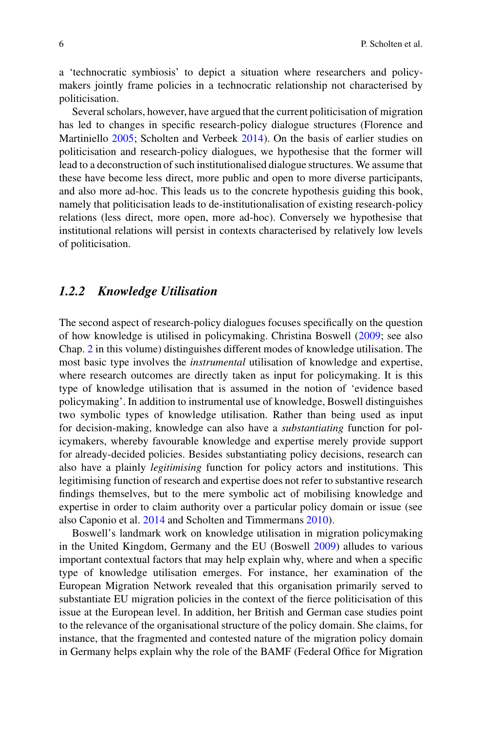a 'technocratic symbiosis' to depict a situation where researchers and policymakers jointly frame policies in a technocratic relationship not characterised by politicisation.

Several scholars, however, have argued that the current politicisation of migration has led to changes in specific research-policy dialogue structures (Florence and Martiniello 2005; Scholten and Verbeek 2014). On the basis of earlier studies on politicisation and research-policy dialogues, we hypothesise that the former will lead to a deconstruction of such institutionalised dialogue structures. We assume that these have become less direct, more public and open to more diverse participants, and also more ad-hoc. This leads us to the concrete hypothesis guiding this book, namely that politicisation leads to de-institutionalisation of existing research-policy relations (less direct, more open, more ad-hoc). Conversely we hypothesise that institutional relations will persist in contexts characterised by relatively low levels of politicisation.

### *1.2.2 Knowledge Utilisation*

The second aspect of research-policy dialogues focuses specifically on the question of how knowledge is utilised in policymaking. Christina Boswell (2009; see also Chap. 2 in this volume) distinguishes different modes of knowledge utilisation. The most basic type involves the *instrumental* utilisation of knowledge and expertise, where research outcomes are directly taken as input for policymaking. It is this type of knowledge utilisation that is assumed in the notion of 'evidence based policymaking'. In addition to instrumental use of knowledge, Boswell distinguishes two symbolic types of knowledge utilisation. Rather than being used as input for decision-making, knowledge can also have a *substantiating* function for policymakers, whereby favourable knowledge and expertise merely provide support for already-decided policies. Besides substantiating policy decisions, research can also have a plainly *legitimising* function for policy actors and institutions. This legitimising function of research and expertise does not refer to substantive research findings themselves, but to the mere symbolic act of mobilising knowledge and expertise in order to claim authority over a particular policy domain or issue (see also Caponio et al. 2014 and Scholten and Timmermans 2010).

Boswell's landmark work on knowledge utilisation in migration policymaking in the United Kingdom, Germany and the EU (Boswell 2009) alludes to various important contextual factors that may help explain why, where and when a specific type of knowledge utilisation emerges. For instance, her examination of the European Migration Network revealed that this organisation primarily served to substantiate EU migration policies in the context of the fierce politicisation of this issue at the European level. In addition, her British and German case studies point to the relevance of the organisational structure of the policy domain. She claims, for instance, that the fragmented and contested nature of the migration policy domain in Germany helps explain why the role of the BAMF (Federal Office for Migration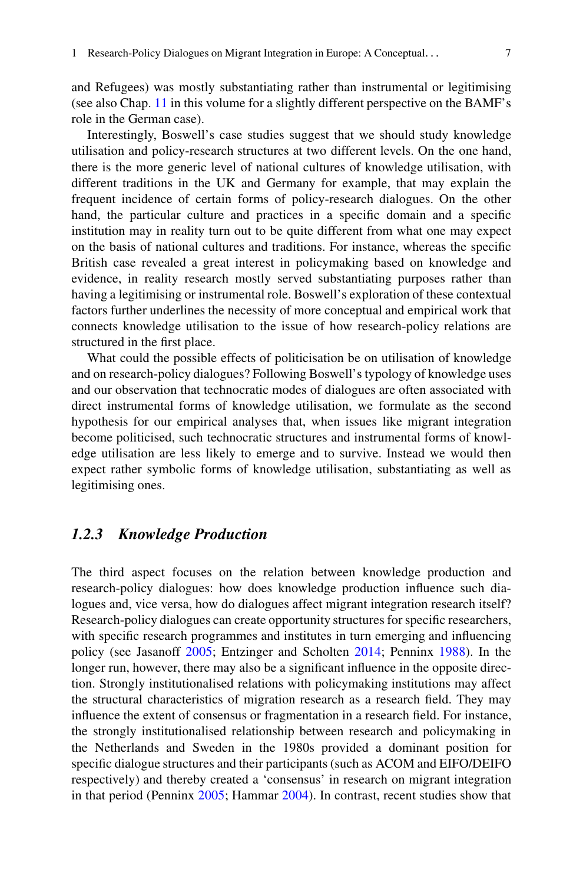and Refugees) was mostly substantiating rather than instrumental or legitimising (see also Chap. 11 in this volume for a slightly different perspective on the BAMF's role in the German case).

Interestingly, Boswell's case studies suggest that we should study knowledge utilisation and policy-research structures at two different levels. On the one hand, there is the more generic level of national cultures of knowledge utilisation, with different traditions in the UK and Germany for example, that may explain the frequent incidence of certain forms of policy-research dialogues. On the other hand, the particular culture and practices in a specific domain and a specific institution may in reality turn out to be quite different from what one may expect on the basis of national cultures and traditions. For instance, whereas the specific British case revealed a great interest in policymaking based on knowledge and evidence, in reality research mostly served substantiating purposes rather than having a legitimising or instrumental role. Boswell's exploration of these contextual factors further underlines the necessity of more conceptual and empirical work that connects knowledge utilisation to the issue of how research-policy relations are structured in the first place.

What could the possible effects of politicisation be on utilisation of knowledge and on research-policy dialogues? Following Boswell's typology of knowledge uses and our observation that technocratic modes of dialogues are often associated with direct instrumental forms of knowledge utilisation, we formulate as the second hypothesis for our empirical analyses that, when issues like migrant integration become politicised, such technocratic structures and instrumental forms of knowledge utilisation are less likely to emerge and to survive. Instead we would then expect rather symbolic forms of knowledge utilisation, substantiating as well as legitimising ones.

### *1.2.3 Knowledge Production*

The third aspect focuses on the relation between knowledge production and research-policy dialogues: how does knowledge production influence such dialogues and, vice versa, how do dialogues affect migrant integration research itself? Research-policy dialogues can create opportunity structures for specific researchers, with specific research programmes and institutes in turn emerging and influencing policy (see Jasanoff 2005; Entzinger and Scholten 2014; Penninx 1988). In the longer run, however, there may also be a significant influence in the opposite direction. Strongly institutionalised relations with policymaking institutions may affect the structural characteristics of migration research as a research field. They may influence the extent of consensus or fragmentation in a research field. For instance, the strongly institutionalised relationship between research and policymaking in the Netherlands and Sweden in the 1980s provided a dominant position for specific dialogue structures and their participants (such as ACOM and EIFO/DEIFO respectively) and thereby created a 'consensus' in research on migrant integration in that period (Penninx 2005; Hammar 2004). In contrast, recent studies show that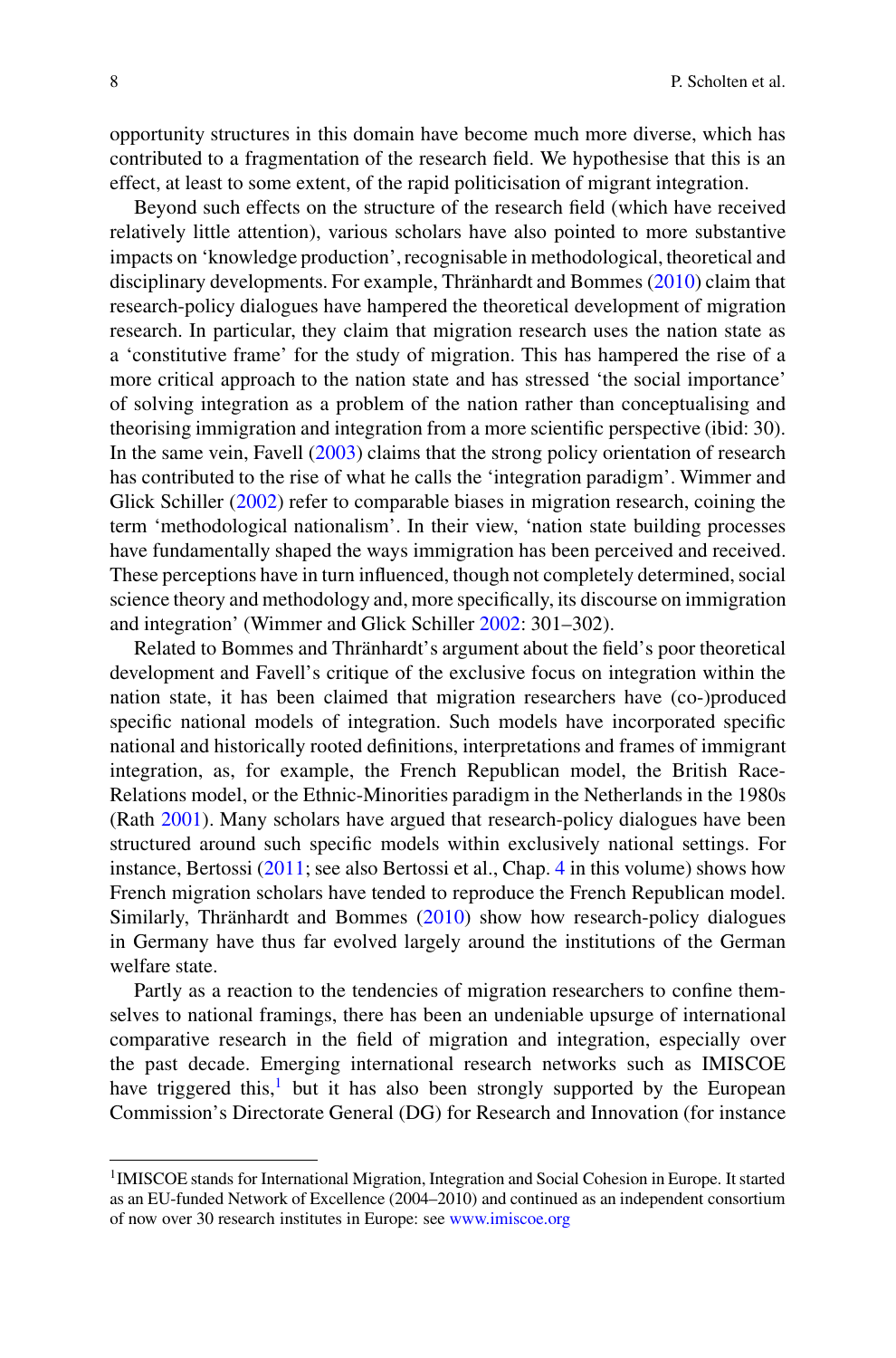opportunity structures in this domain have become much more diverse, which has contributed to a fragmentation of the research field. We hypothesise that this is an effect, at least to some extent, of the rapid politicisation of migrant integration.

Beyond such effects on the structure of the research field (which have received relatively little attention), various scholars have also pointed to more substantive impacts on 'knowledge production', recognisable in methodological, theoretical and disciplinary developments. For example, Thränhardt and Bommes (2010) claim that research-policy dialogues have hampered the theoretical development of migration research. In particular, they claim that migration research uses the nation state as a 'constitutive frame' for the study of migration. This has hampered the rise of a more critical approach to the nation state and has stressed 'the social importance' of solving integration as a problem of the nation rather than conceptualising and theorising immigration and integration from a more scientific perspective (ibid: 30). In the same vein, Favell (2003) claims that the strong policy orientation of research has contributed to the rise of what he calls the 'integration paradigm'. Wimmer and Glick Schiller (2002) refer to comparable biases in migration research, coining the term 'methodological nationalism'. In their view, 'nation state building processes have fundamentally shaped the ways immigration has been perceived and received. These perceptions have in turn influenced, though not completely determined, social science theory and methodology and, more specifically, its discourse on immigration and integration' (Wimmer and Glick Schiller 2002: 301–302).

Related to Bommes and Thränhardt's argument about the field's poor theoretical development and Favell's critique of the exclusive focus on integration within the nation state, it has been claimed that migration researchers have (co-)produced specific national models of integration. Such models have incorporated specific national and historically rooted definitions, interpretations and frames of immigrant integration, as, for example, the French Republican model, the British Race-Relations model, or the Ethnic-Minorities paradigm in the Netherlands in the 1980s (Rath 2001). Many scholars have argued that research-policy dialogues have been structured around such specific models within exclusively national settings. For instance, Bertossi (2011; see also Bertossi et al., Chap. 4 in this volume) shows how French migration scholars have tended to reproduce the French Republican model. Similarly, Thränhardt and Bommes (2010) show how research-policy dialogues in Germany have thus far evolved largely around the institutions of the German welfare state.

Partly as a reaction to the tendencies of migration researchers to confine themselves to national framings, there has been an undeniable upsurge of international comparative research in the field of migration and integration, especially over the past decade. Emerging international research networks such as IMISCOE have triggered this,[1] but it has also been strongly supported by the European Commission's Directorate General (DG) for Research and Innovation (for instance

[1] IMISCOE stands for International Migration, Integration and Social Cohesion in Europe. It started as an EU-funded Network of Excellence (2004–2010) and continued as an independent consortium of now over 30 research institutes in Europe: see www.imiscoe.org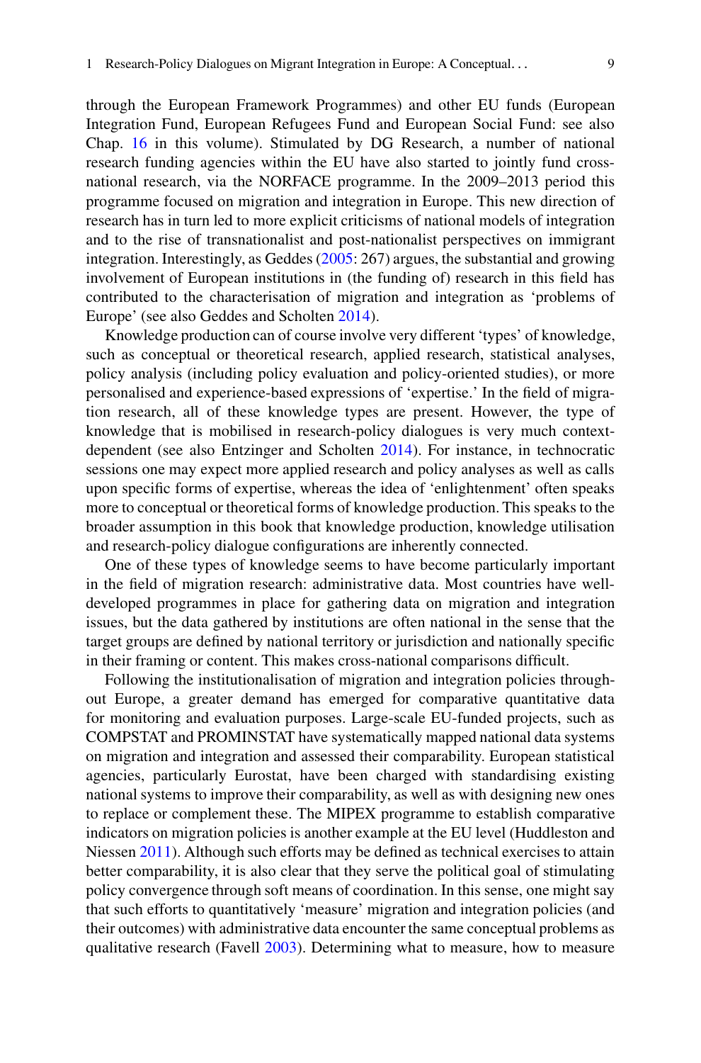through the European Framework Programmes) and other EU funds (European Integration Fund, European Refugees Fund and European Social Fund: see also Chap. 16 in this volume). Stimulated by DG Research, a number of national research funding agencies within the EU have also started to jointly fund cross-national research, via the NORFACE programme. In the 2009–2013 period this programme focused on migration and integration in Europe. This new direction of research has in turn led to more explicit criticisms of national models of integration and to the rise of transnationalist and post-nationalist perspectives on immigrant integration. Interestingly, as Geddes (2005: 267) argues, the substantial and growing involvement of European institutions in (the funding of) research in this field has contributed to the characterisation of migration and integration as 'problems of Europe' (see also Geddes and Scholten 2014).

Knowledge production can of course involve very different 'types' of knowledge, such as conceptual or theoretical research, applied research, statistical analyses, policy analysis (including policy evaluation and policy-oriented studies), or more personalised and experience-based expressions of 'expertise.' In the field of migration research, all of these knowledge types are present. However, the type of knowledge that is mobilised in research-policy dialogues is very much context-dependent (see also Entzinger and Scholten 2014). For instance, in technocratic sessions one may expect more applied research and policy analyses as well as calls upon specific forms of expertise, whereas the idea of 'enlightenment' often speaks more to conceptual or theoretical forms of knowledge production. This speaks to the broader assumption in this book that knowledge production, knowledge utilisation and research-policy dialogue configurations are inherently connected.

One of these types of knowledge seems to have become particularly important in the field of migration research: administrative data. Most countries have well-developed programmes in place for gathering data on migration and integration issues, but the data gathered by institutions are often national in the sense that the target groups are defined by national territory or jurisdiction and nationally specific in their framing or content. This makes cross-national comparisons difficult.

Following the institutionalisation of migration and integration policies throughout Europe, a greater demand has emerged for comparative quantitative data for monitoring and evaluation purposes. Large-scale EU-funded projects, such as COMPSTAT and PROMINSTAT have systematically mapped national data systems on migration and integration and assessed their comparability. European statistical agencies, particularly Eurostat, have been charged with standardising existing national systems to improve their comparability, as well as with designing new ones to replace or complement these. The MIPEX programme to establish comparative indicators on migration policies is another example at the EU level (Huddleston and Niessen 2011). Although such efforts may be defined as technical exercises to attain better comparability, it is also clear that they serve the political goal of stimulating policy convergence through soft means of coordination. In this sense, one might say that such efforts to quantitatively 'measure' migration and integration policies (and their outcomes) with administrative data encounter the same conceptual problems as qualitative research (Favell 2003). Determining what to measure, how to measure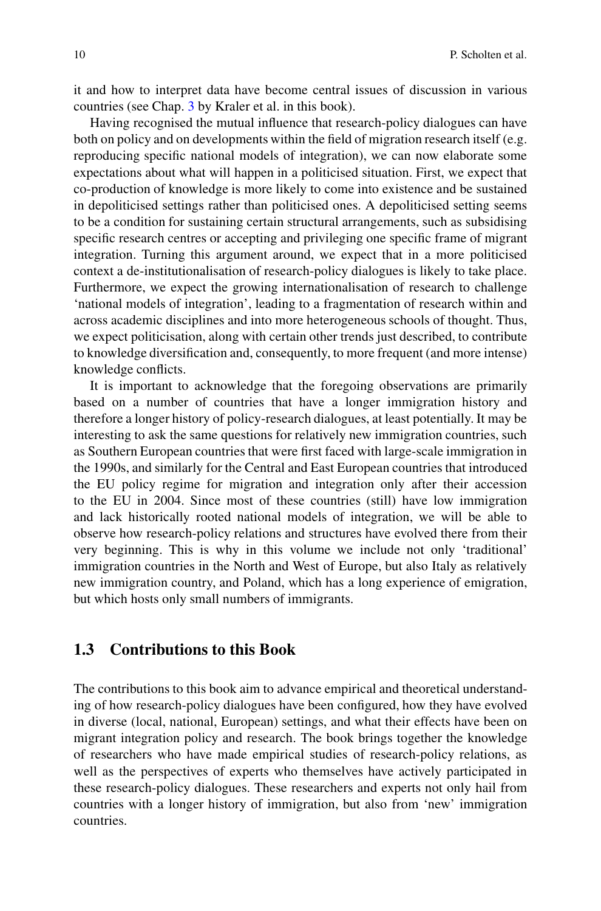it and how to interpret data have become central issues of discussion in various countries (see Chap. 3 by Kraler et al. in this book).

Having recognised the mutual influence that research-policy dialogues can have both on policy and on developments within the field of migration research itself (e.g. reproducing specific national models of integration), we can now elaborate some expectations about what will happen in a politicised situation. First, we expect that co-production of knowledge is more likely to come into existence and be sustained in depoliticised settings rather than politicised ones. A depoliticised setting seems to be a condition for sustaining certain structural arrangements, such as subsidising specific research centres or accepting and privileging one specific frame of migrant integration. Turning this argument around, we expect that in a more politicised context a de-institutionalisation of research-policy dialogues is likely to take place. Furthermore, we expect the growing internationalisation of research to challenge 'national models of integration', leading to a fragmentation of research within and across academic disciplines and into more heterogeneous schools of thought. Thus, we expect politicisation, along with certain other trends just described, to contribute to knowledge diversification and, consequently, to more frequent (and more intense) knowledge conflicts.

It is important to acknowledge that the foregoing observations are primarily based on a number of countries that have a longer immigration history and therefore a longer history of policy-research dialogues, at least potentially. It may be interesting to ask the same questions for relatively new immigration countries, such as Southern European countries that were first faced with large-scale immigration in the 1990s, and similarly for the Central and East European countries that introduced the EU policy regime for migration and integration only after their accession to the EU in 2004. Since most of these countries (still) have low immigration and lack historically rooted national models of integration, we will be able to observe how research-policy relations and structures have evolved there from their very beginning. This is why in this volume we include not only 'traditional' immigration countries in the North and West of Europe, but also Italy as relatively new immigration country, and Poland, which has a long experience of emigration, but which hosts only small numbers of immigrants.

## 1.3 Contributions to this Book

The contributions to this book aim to advance empirical and theoretical understanding of how research-policy dialogues have been configured, how they have evolved in diverse (local, national, European) settings, and what their effects have been on migrant integration policy and research. The book brings together the knowledge of researchers who have made empirical studies of research-policy relations, as well as the perspectives of experts who themselves have actively participated in these research-policy dialogues. These researchers and experts not only hail from countries with a longer history of immigration, but also from 'new' immigration countries.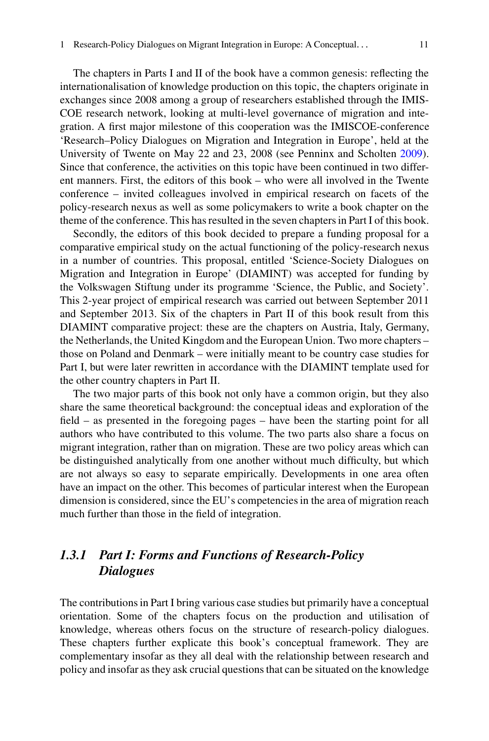The chapters in Parts I and II of the book have a common genesis: reflecting the internationalisation of knowledge production on this topic, the chapters originate in exchanges since 2008 among a group of researchers established through the IMISCOE research network, looking at multi-level governance of migration and integration. A first major milestone of this cooperation was the IMISCOE-conference 'Research–Policy Dialogues on Migration and Integration in Europe', held at the University of Twente on May 22 and 23, 2008 (see Penninx and Scholten 2009). Since that conference, the activities on this topic have been continued in two different manners. First, the editors of this book – who were all involved in the Twente conference – invited colleagues involved in empirical research on facets of the policy-research nexus as well as some policymakers to write a book chapter on the theme of the conference. This has resulted in the seven chapters in Part I of this book.

Secondly, the editors of this book decided to prepare a funding proposal for a comparative empirical study on the actual functioning of the policy-research nexus in a number of countries. This proposal, entitled 'Science-Society Dialogues on Migration and Integration in Europe' (DIAMINT) was accepted for funding by the Volkswagen Stiftung under its programme 'Science, the Public, and Society'. This 2-year project of empirical research was carried out between September 2011 and September 2013. Six of the chapters in Part II of this book result from this DIAMINT comparative project: these are the chapters on Austria, Italy, Germany, the Netherlands, the United Kingdom and the European Union. Two more chapters – those on Poland and Denmark – were initially meant to be country case studies for Part I, but were later rewritten in accordance with the DIAMINT template used for the other country chapters in Part II.

The two major parts of this book not only have a common origin, but they also share the same theoretical background: the conceptual ideas and exploration of the field – as presented in the foregoing pages – have been the starting point for all authors who have contributed to this volume. The two parts also share a focus on migrant integration, rather than on migration. These are two policy areas which can be distinguished analytically from one another without much difficulty, but which are not always so easy to separate empirically. Developments in one area often have an impact on the other. This becomes of particular interest when the European dimension is considered, since the EU's competencies in the area of migration reach much further than those in the field of integration.

### *1.3.1 Part I: Forms and Functions of Research-Policy Dialogues*

The contributions in Part I bring various case studies but primarily have a conceptual orientation. Some of the chapters focus on the production and utilisation of knowledge, whereas others focus on the structure of research-policy dialogues. These chapters further explicate this book's conceptual framework. They are complementary insofar as they all deal with the relationship between research and policy and insofar as they ask crucial questions that can be situated on the knowledge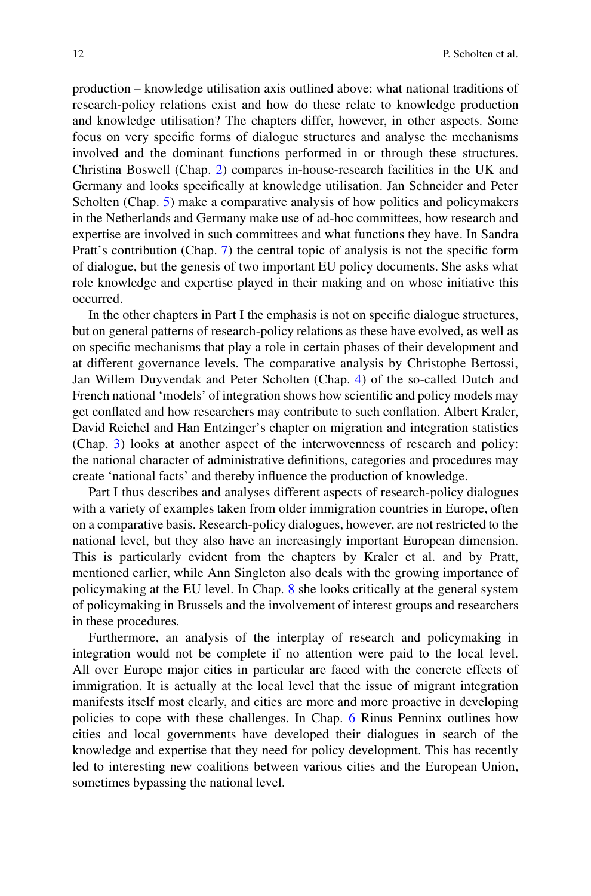production – knowledge utilisation axis outlined above: what national traditions of research-policy relations exist and how do these relate to knowledge production and knowledge utilisation? The chapters differ, however, in other aspects. Some focus on very specific forms of dialogue structures and analyse the mechanisms involved and the dominant functions performed in or through these structures. Christina Boswell (Chap. 2) compares in-house-research facilities in the UK and Germany and looks specifically at knowledge utilisation. Jan Schneider and Peter Scholten (Chap. 5) make a comparative analysis of how politics and policymakers in the Netherlands and Germany make use of ad-hoc committees, how research and expertise are involved in such committees and what functions they have. In Sandra Pratt's contribution (Chap. 7) the central topic of analysis is not the specific form of dialogue, but the genesis of two important EU policy documents. She asks what role knowledge and expertise played in their making and on whose initiative this occurred.

In the other chapters in Part I the emphasis is not on specific dialogue structures, but on general patterns of research-policy relations as these have evolved, as well as on specific mechanisms that play a role in certain phases of their development and at different governance levels. The comparative analysis by Christophe Bertossi, Jan Willem Duyvendak and Peter Scholten (Chap. 4) of the so-called Dutch and French national 'models' of integration shows how scientific and policy models may get conflated and how researchers may contribute to such conflation. Albert Kraler, David Reichel and Han Entzinger's chapter on migration and integration statistics (Chap. 3) looks at another aspect of the interwovenness of research and policy: the national character of administrative definitions, categories and procedures may create 'national facts' and thereby influence the production of knowledge.

Part I thus describes and analyses different aspects of research-policy dialogues with a variety of examples taken from older immigration countries in Europe, often on a comparative basis. Research-policy dialogues, however, are not restricted to the national level, but they also have an increasingly important European dimension. This is particularly evident from the chapters by Kraler et al. and by Pratt, mentioned earlier, while Ann Singleton also deals with the growing importance of policymaking at the EU level. In Chap. 8 she looks critically at the general system of policymaking in Brussels and the involvement of interest groups and researchers in these procedures.

Furthermore, an analysis of the interplay of research and policymaking in integration would not be complete if no attention were paid to the local level. All over Europe major cities in particular are faced with the concrete effects of immigration. It is actually at the local level that the issue of migrant integration manifests itself most clearly, and cities are more and more proactive in developing policies to cope with these challenges. In Chap. 6 Rinus Penninx outlines how cities and local governments have developed their dialogues in search of the knowledge and expertise that they need for policy development. This has recently led to interesting new coalitions between various cities and the European Union, sometimes bypassing the national level.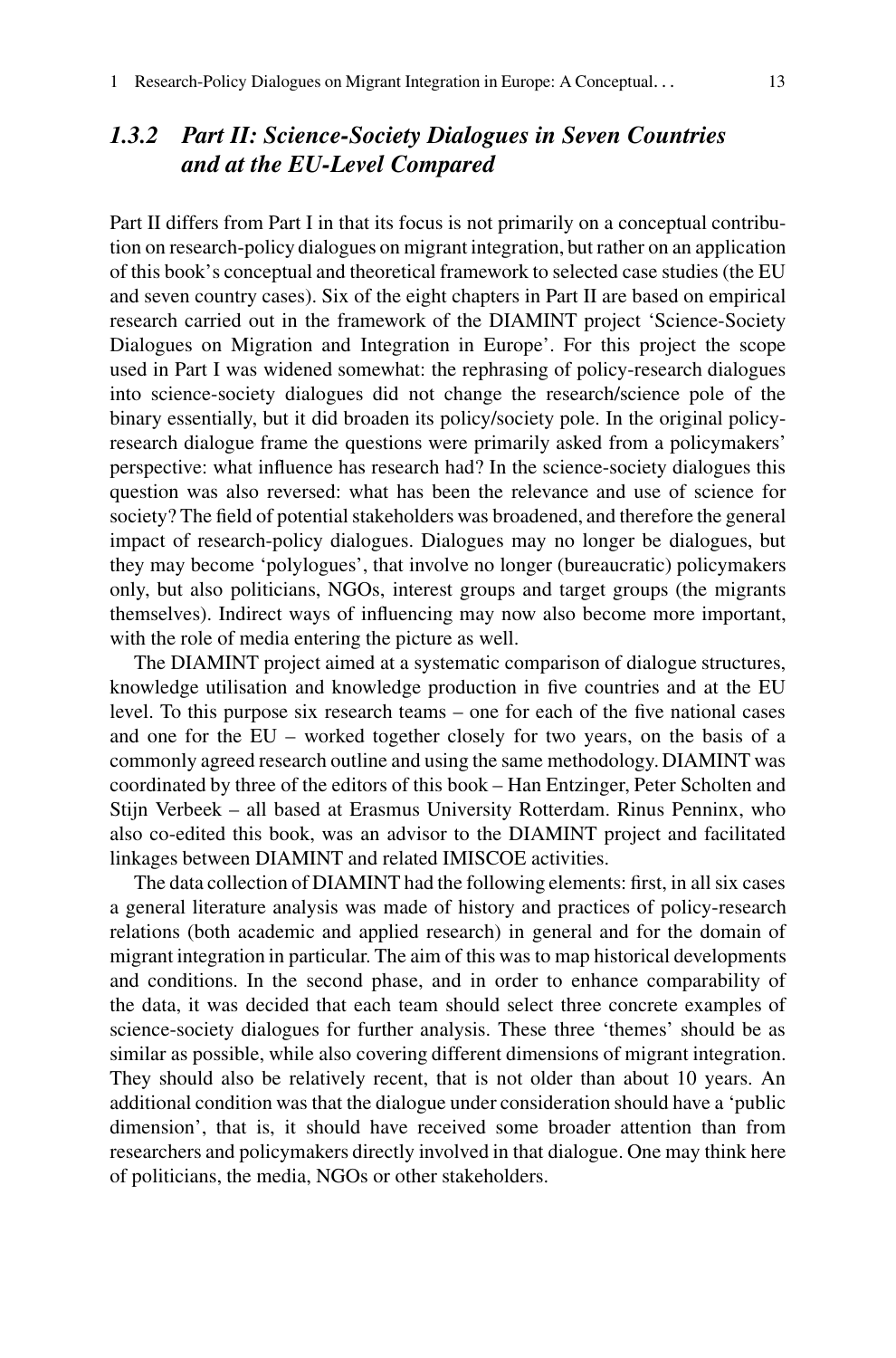### 1.3.2 *Part II: Science-Society Dialogues in Seven Countries and at the EU-Level Compared*

Part II differs from Part I in that its focus is not primarily on a conceptual contribution on research-policy dialogues on migrant integration, but rather on an application of this book's conceptual and theoretical framework to selected case studies (the EU and seven country cases). Six of the eight chapters in Part II are based on empirical research carried out in the framework of the DIAMINT project 'Science-Society Dialogues on Migration and Integration in Europe'. For this project the scope used in Part I was widened somewhat: the rephrasing of policy-research dialogues into science-society dialogues did not change the research/science pole of the binary essentially, but it did broaden its policy/society pole. In the original policy-research dialogue frame the questions were primarily asked from a policymakers' perspective: what influence has research had? In the science-society dialogues this question was also reversed: what has been the relevance and use of science for society? The field of potential stakeholders was broadened, and therefore the general impact of research-policy dialogues. Dialogues may no longer be dialogues, but they may become 'polylogues', that involve no longer (bureaucratic) policymakers only, but also politicians, NGOs, interest groups and target groups (the migrants themselves). Indirect ways of influencing may now also become more important, with the role of media entering the picture as well.

The DIAMINT project aimed at a systematic comparison of dialogue structures, knowledge utilisation and knowledge production in five countries and at the EU level. To this purpose six research teams – one for each of the five national cases and one for the EU – worked together closely for two years, on the basis of a commonly agreed research outline and using the same methodology. DIAMINT was coordinated by three of the editors of this book – Han Entzinger, Peter Scholten and Stijn Verbeek – all based at Erasmus University Rotterdam. Rinus Penninx, who also co-edited this book, was an advisor to the DIAMINT project and facilitated linkages between DIAMINT and related IMISCOE activities.

The data collection of DIAMINT had the following elements: first, in all six cases a general literature analysis was made of history and practices of policy-research relations (both academic and applied research) in general and for the domain of migrant integration in particular. The aim of this was to map historical developments and conditions. In the second phase, and in order to enhance comparability of the data, it was decided that each team should select three concrete examples of science-society dialogues for further analysis. These three 'themes' should be as similar as possible, while also covering different dimensions of migrant integration. They should also be relatively recent, that is not older than about 10 years. An additional condition was that the dialogue under consideration should have a 'public dimension', that is, it should have received some broader attention than from researchers and policymakers directly involved in that dialogue. One may think here of politicians, the media, NGOs or other stakeholders.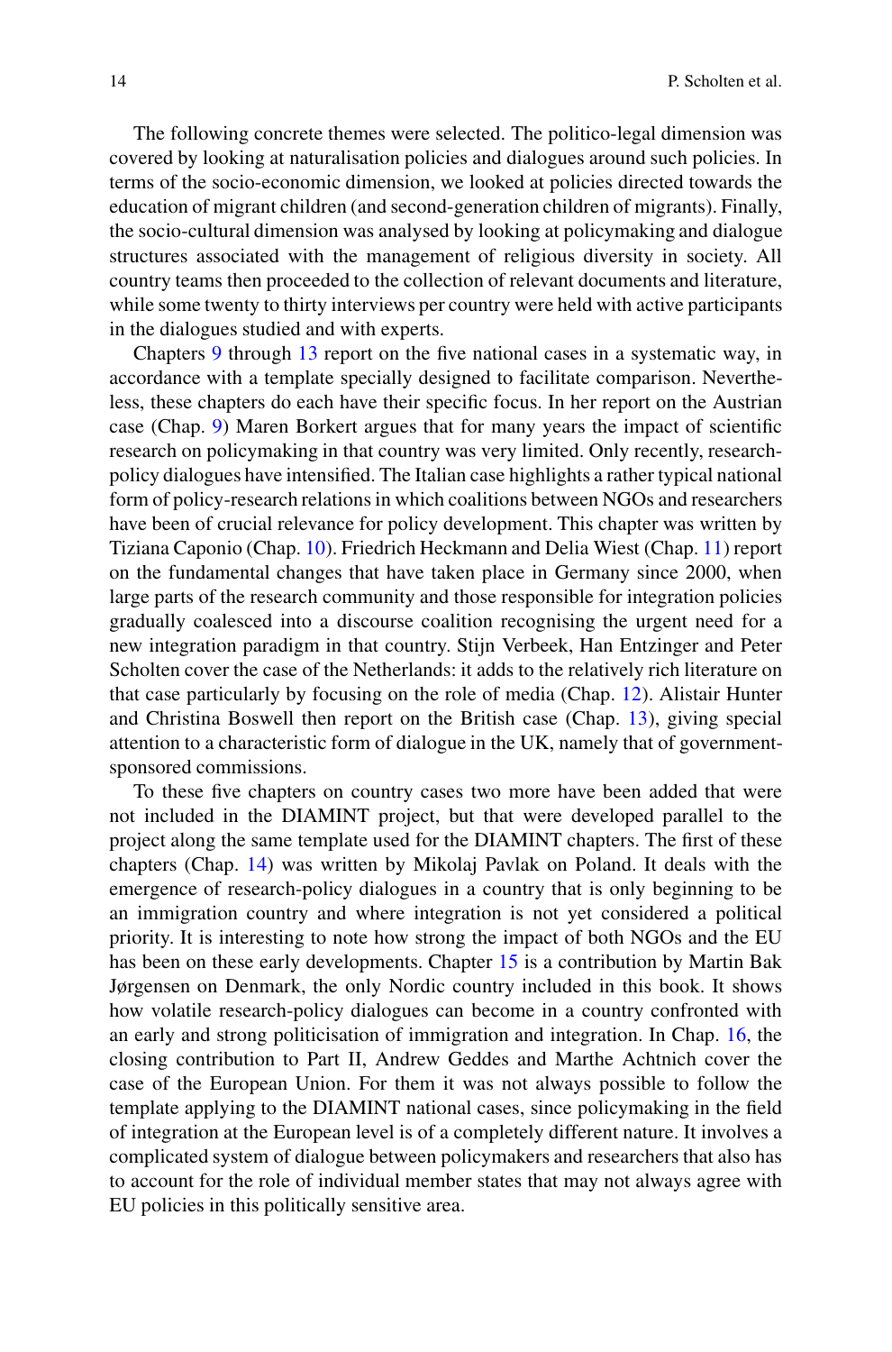The following concrete themes were selected. The politico-legal dimension was covered by looking at naturalisation policies and dialogues around such policies. In terms of the socio-economic dimension, we looked at policies directed towards the education of migrant children (and second-generation children of migrants). Finally, the socio-cultural dimension was analysed by looking at policymaking and dialogue structures associated with the management of religious diversity in society. All country teams then proceeded to the collection of relevant documents and literature, while some twenty to thirty interviews per country were held with active participants in the dialogues studied and with experts.

Chapters 9 through 13 report on the five national cases in a systematic way, in accordance with a template specially designed to facilitate comparison. Nevertheless, these chapters do each have their specific focus. In her report on the Austrian case (Chap. 9) Maren Borkert argues that for many years the impact of scientific research on policymaking in that country was very limited. Only recently, research-policy dialogues have intensified. The Italian case highlights a rather typical national form of policy-research relations in which coalitions between NGOs and researchers have been of crucial relevance for policy development. This chapter was written by Tiziana Caponio (Chap. 10). Friedrich Heckmann and Delia Wiest (Chap. 11) report on the fundamental changes that have taken place in Germany since 2000, when large parts of the research community and those responsible for integration policies gradually coalesced into a discourse coalition recognising the urgent need for a new integration paradigm in that country. Stijn Verbeek, Han Entzinger and Peter Scholten cover the case of the Netherlands: it adds to the relatively rich literature on that case particularly by focusing on the role of media (Chap. 12). Alistair Hunter and Christina Boswell then report on the British case (Chap. 13), giving special attention to a characteristic form of dialogue in the UK, namely that of government-sponsored commissions.

To these five chapters on country cases two more have been added that were not included in the DIAMINT project, but that were developed parallel to the project along the same template used for the DIAMINT chapters. The first of these chapters (Chap. 14) was written by Mikolaj Pavlak on Poland. It deals with the emergence of research-policy dialogues in a country that is only beginning to be an immigration country and where integration is not yet considered a political priority. It is interesting to note how strong the impact of both NGOs and the EU has been on these early developments. Chapter 15 is a contribution by Martin Bak Jørgensen on Denmark, the only Nordic country included in this book. It shows how volatile research-policy dialogues can become in a country confronted with an early and strong politicisation of immigration and integration. In Chap. 16, the closing contribution to Part II, Andrew Geddes and Marthe Achtnich cover the case of the European Union. For them it was not always possible to follow the template applying to the DIAMINT national cases, since policymaking in the field of integration at the European level is of a completely different nature. It involves a complicated system of dialogue between policymakers and researchers that also has to account for the role of individual member states that may not always agree with EU policies in this politically sensitive area.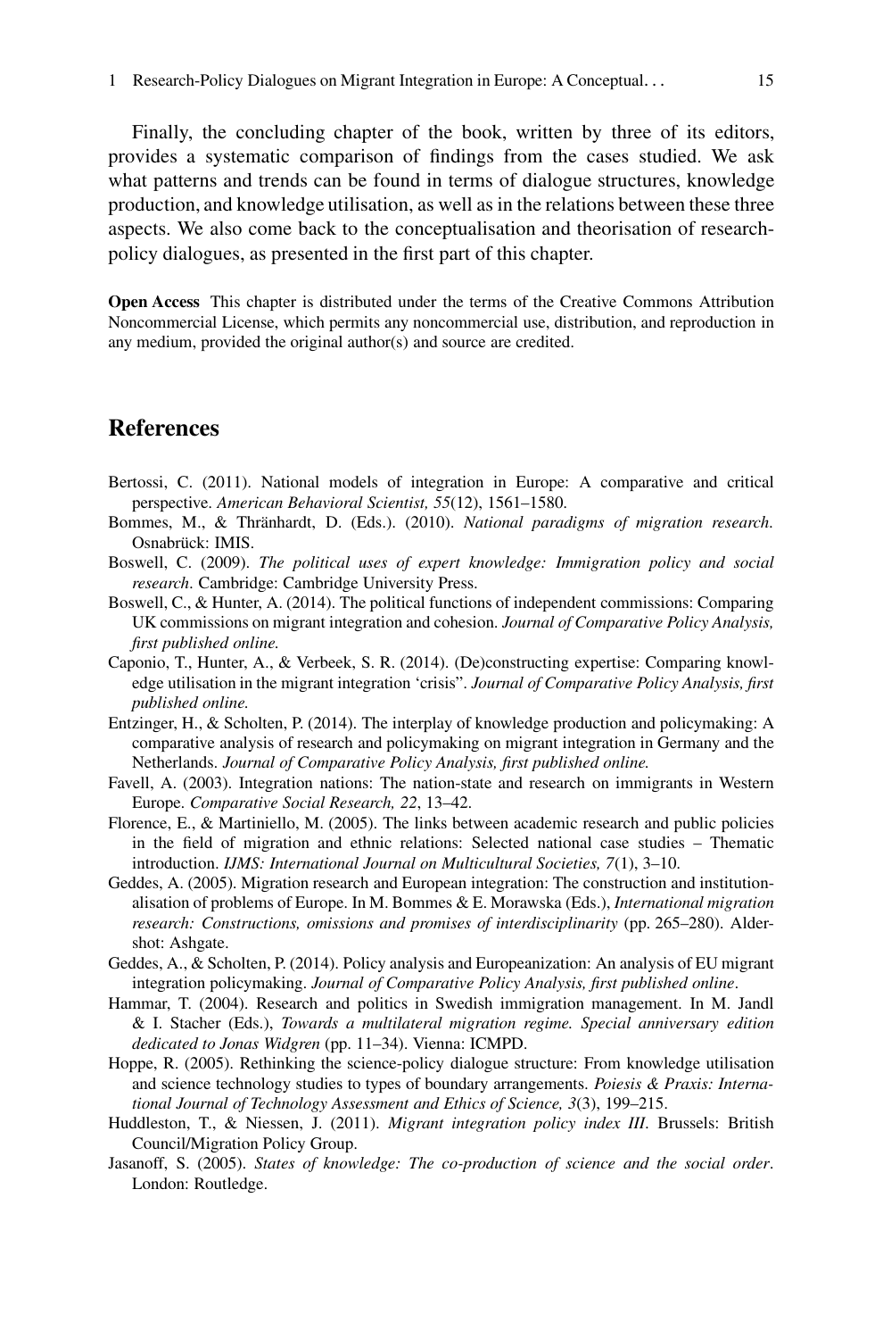Finally, the concluding chapter of the book, written by three of its editors, provides a systematic comparison of findings from the cases studied. We ask what patterns and trends can be found in terms of dialogue structures, knowledge production, and knowledge utilisation, as well as in the relations between these three aspects. We also come back to the conceptualisation and theorisation of research-policy dialogues, as presented in the first part of this chapter.

**Open Access** This chapter is distributed under the terms of the Creative Commons Attribution Noncommercial License, which permits any noncommercial use, distribution, and reproduction in any medium, provided the original author(s) and source are credited.

## References

Bertossi, C. (2011). National models of integration in Europe: A comparative and critical perspective. *American Behavioral Scientist, 55*(12), 1561–1580.

Bommes, M., & Thränhardt, D. (Eds.). (2010). *National paradigms of migration research*. Osnabrück: IMIS.

Boswell, C. (2009). *The political uses of expert knowledge: Immigration policy and social research*. Cambridge: Cambridge University Press.

Boswell, C., & Hunter, A. (2014). The political functions of independent commissions: Comparing UK commissions on migrant integration and cohesion. *Journal of Comparative Policy Analysis, first published online.*

Caponio, T., Hunter, A., & Verbeek, S. R. (2014). (De)constructing expertise: Comparing knowledge utilisation in the migrant integration 'crisis". *Journal of Comparative Policy Analysis, first published online.*

Entzinger, H., & Scholten, P. (2014). The interplay of knowledge production and policymaking: A comparative analysis of research and policymaking on migrant integration in Germany and the Netherlands. *Journal of Comparative Policy Analysis, first published online.*

Favell, A. (2003). Integration nations: The nation-state and research on immigrants in Western Europe. *Comparative Social Research, 22*, 13–42.

Florence, E., & Martiniello, M. (2005). The links between academic research and public policies in the field of migration and ethnic relations: Selected national case studies – Thematic introduction. *IJMS: International Journal on Multicultural Societies, 7*(1), 3–10.

Geddes, A. (2005). Migration research and European integration: The construction and institutionalisation of problems of Europe. In M. Bommes & E. Morawska (Eds.), *International migration research: Constructions, omissions and promises of interdisciplinarity* (pp. 265–280). Aldershot: Ashgate.

Geddes, A., & Scholten, P. (2014). Policy analysis and Europeanization: An analysis of EU migrant integration policymaking. *Journal of Comparative Policy Analysis, first published online*.

Hammar, T. (2004). Research and politics in Swedish immigration management. In M. Jandl & I. Stacher (Eds.), *Towards a multilateral migration regime. Special anniversary edition dedicated to Jonas Widgren* (pp. 11–34). Vienna: ICMPD.

Hoppe, R. (2005). Rethinking the science-policy dialogue structure: From knowledge utilisation and science technology studies to types of boundary arrangements. *Poiesis & Praxis: International Journal of Technology Assessment and Ethics of Science, 3*(3), 199–215.

Huddleston, T., & Niessen, J. (2011). *Migrant integration policy index III*. Brussels: British Council/Migration Policy Group.

Jasanoff, S. (2005). *States of knowledge: The co-production of science and the social order*. London: Routledge.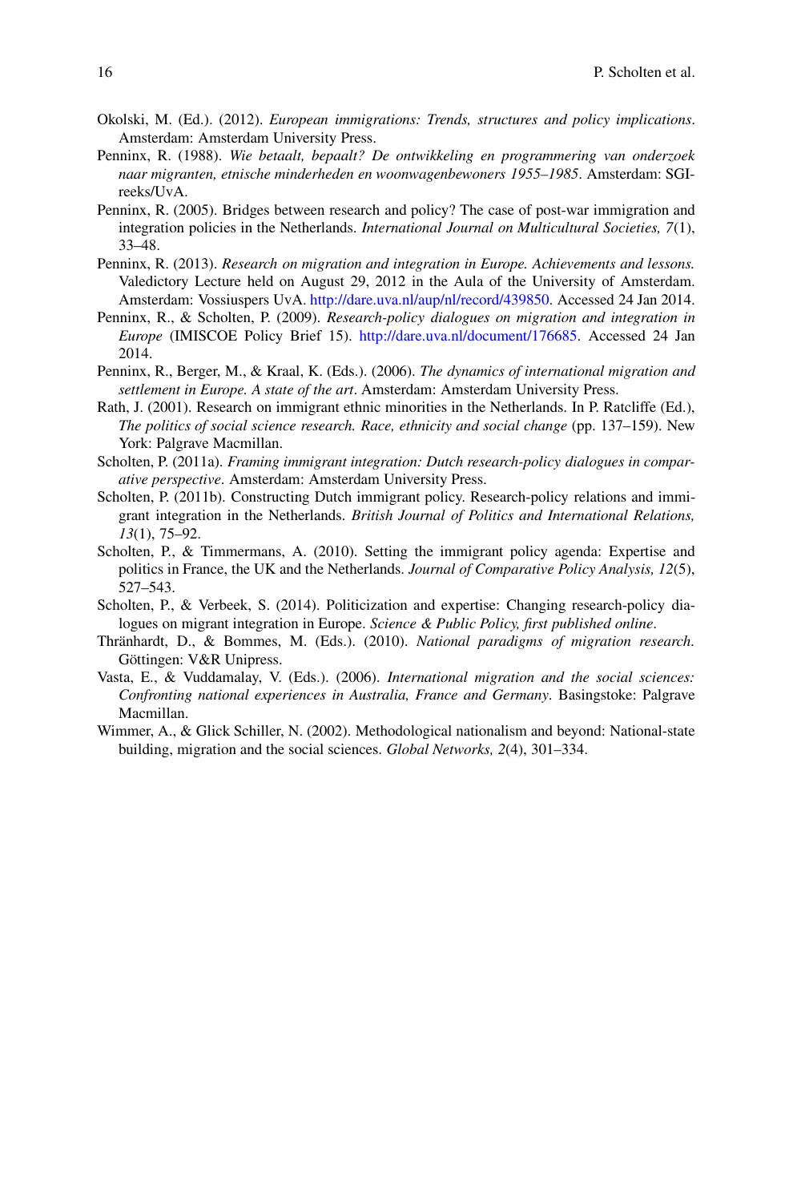Okolski, M. (Ed.). (2012). *European immigrations: Trends, structures and policy implications*. Amsterdam: Amsterdam University Press.

Penninx, R. (1988). *Wie betaalt, bepaalt? De ontwikkeling en programmering van onderzoek naar migranten, etnische minderheden en woonwagenbewoners 1955–1985*. Amsterdam: SGI-reeks/UvA.

Penninx, R. (2005). Bridges between research and policy? The case of post-war immigration and integration policies in the Netherlands. *International Journal on Multicultural Societies, 7*(1), 33–48.

Penninx, R. (2013). *Research on migration and integration in Europe. Achievements and lessons.* Valedictory Lecture held on August 29, 2012 in the Aula of the University of Amsterdam. Amsterdam: Vossiuspers UvA. http://dare.uva.nl/aup/nl/record/439850. Accessed 24 Jan 2014.

Penninx, R., & Scholten, P. (2009). *Research-policy dialogues on migration and integration in Europe* (IMISCOE Policy Brief 15). http://dare.uva.nl/document/176685. Accessed 24 Jan 2014.

Penninx, R., Berger, M., & Kraal, K. (Eds.). (2006). *The dynamics of international migration and settlement in Europe. A state of the art*. Amsterdam: Amsterdam University Press.

Rath, J. (2001). Research on immigrant ethnic minorities in the Netherlands. In P. Ratcliffe (Ed.), *The politics of social science research. Race, ethnicity and social change* (pp. 137–159). New York: Palgrave Macmillan.

Scholten, P. (2011a). *Framing immigrant integration: Dutch research-policy dialogues in comparative perspective*. Amsterdam: Amsterdam University Press.

Scholten, P. (2011b). Constructing Dutch immigrant policy. Research-policy relations and immigrant integration in the Netherlands. *British Journal of Politics and International Relations, 13*(1), 75–92.

Scholten, P., & Timmermans, A. (2010). Setting the immigrant policy agenda: Expertise and politics in France, the UK and the Netherlands. *Journal of Comparative Policy Analysis, 12*(5), 527–543.

Scholten, P., & Verbeek, S. (2014). Politicization and expertise: Changing research-policy dialogues on migrant integration in Europe. *Science & Public Policy, first published online*.

Thränhardt, D., & Bommes, M. (Eds.). (2010). *National paradigms of migration research*. Göttingen: V&R Unipress.

Vasta, E., & Vuddamalay, V. (Eds.). (2006). *International migration and the social sciences: Confronting national experiences in Australia, France and Germany*. Basingstoke: Palgrave Macmillan.

Wimmer, A., & Glick Schiller, N. (2002). Methodological nationalism and beyond: National-state building, migration and the social sciences. *Global Networks, 2*(4), 301–334.